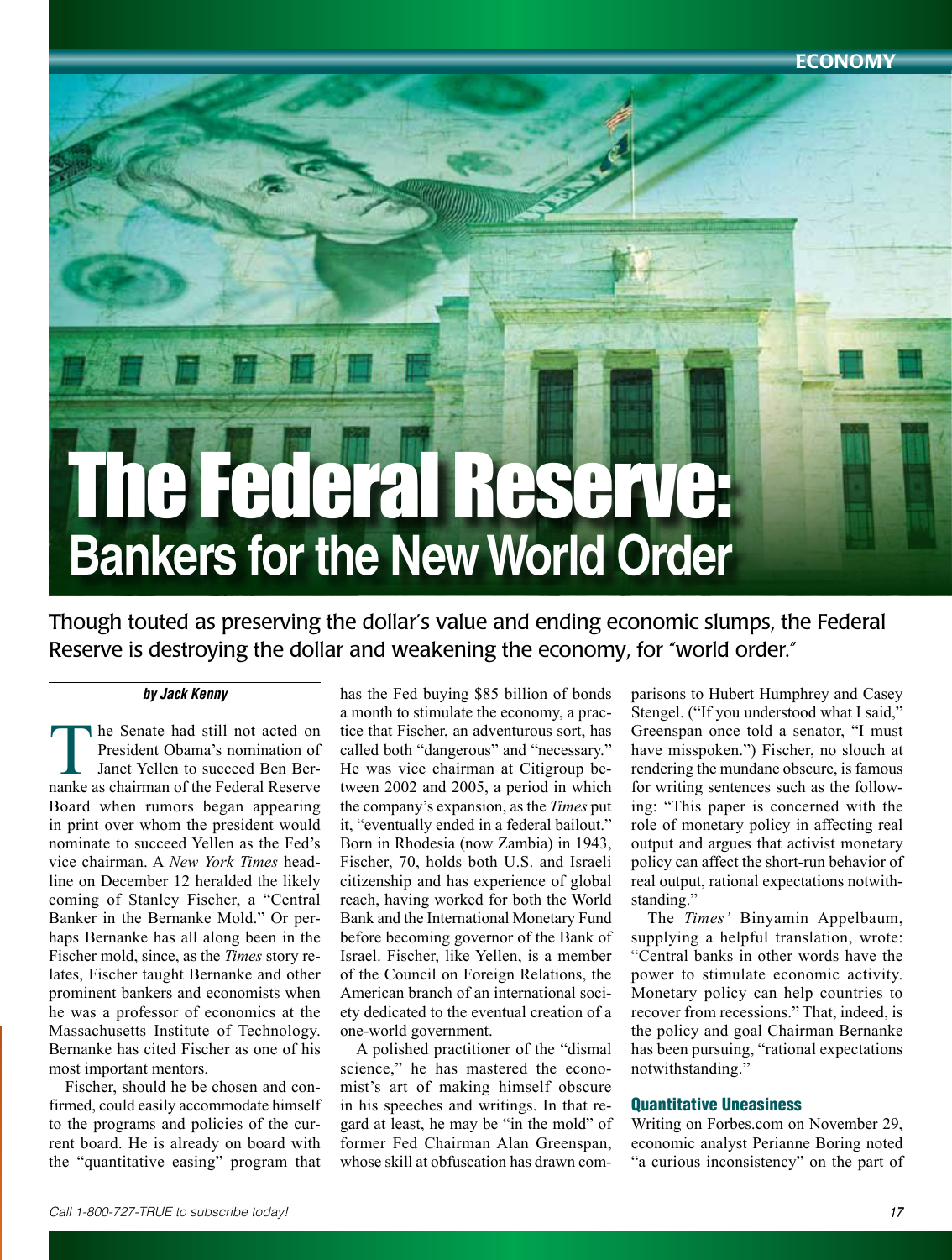ECONOMY

# The Federal Reserve: Bankers for the New World Order

Though touted as preserving the dollar's value and ending economic slumps, the Federal Reserve is destroying the dollar and weakening the economy, for "world order."

***by Jack Kenny***

The Senate had still not acted on President Obama's nomination of Janet Yellen to succeed Ben Bernanke as chairman of the Federal Reserve Board when rumors began appearing in print over whom the president would nominate to succeed Yellen as the Fed's vice chairman. A *New York Times* headline on December 12 heralded the likely coming of Stanley Fischer, a "Central Banker in the Bernanke Mold." Or perhaps Bernanke has all along been in the Fischer mold, since, as the *Times* story relates, Fischer taught Bernanke and other prominent bankers and economists when he was a professor of economics at the Massachusetts Institute of Technology. Bernanke has cited Fischer as one of his most important mentors.

Fischer, should he be chosen and confirmed, could easily accommodate himself to the programs and policies of the current board. He is already on board with the "quantitative easing" program that has the Fed buying $85 billion of bonds a month to stimulate the economy, a practice that Fischer, an adventurous sort, has called both "dangerous" and "necessary." He was vice chairman at Citigroup between 2002 and 2005, a period in which the company's expansion, as the *Times* put it, "eventually ended in a federal bailout." Born in Rhodesia (now Zambia) in 1943, Fischer, 70, holds both U.S. and Israeli citizenship and has experience of global reach, having worked for both the World Bank and the International Monetary Fund before becoming governor of the Bank of Israel. Fischer, like Yellen, is a member of the Council on Foreign Relations, the American branch of an international society dedicated to the eventual creation of a one-world government.

A polished practitioner of the "dismal science," he has mastered the economist's art of making himself obscure in his speeches and writings. In that regard at least, he may be "in the mold" of former Fed Chairman Alan Greenspan, whose skill at obfuscation has drawn comparisons to Hubert Humphrey and Casey Stengel. ("If you understood what I said," Greenspan once told a senator, "I must have misspoken.") Fischer, no slouch at rendering the mundane obscure, is famous for writing sentences such as the following: "This paper is concerned with the role of monetary policy in affecting real output and argues that activist monetary policy can affect the short-run behavior of real output, rational expectations notwithstanding."

The *Times'* Binyamin Appelbaum, supplying a helpful translation, wrote: "Central banks in other words have the power to stimulate economic activity. Monetary policy can help countries to recover from recessions." That, indeed, is the policy and goal Chairman Bernanke has been pursuing, "rational expectations notwithstanding."

### Quantitative Uneasiness

Writing on Forbes.com on November 29, economic analyst Perianne Boring noted "a curious inconsistency" on the part of

*Call 1-800-727-TRUE to subscribe today!*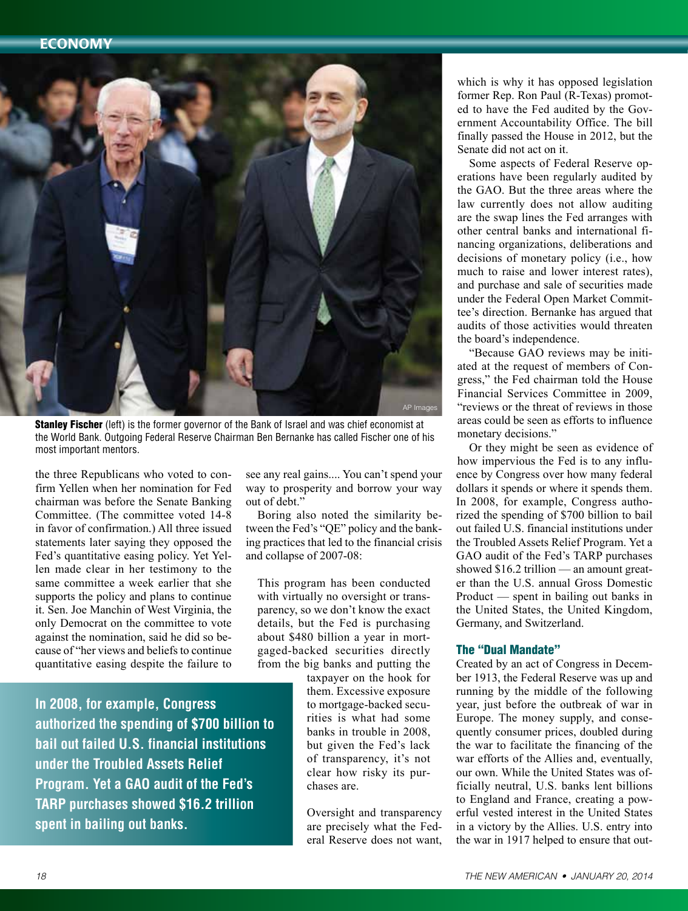**Stanley Fischer** (left) is the former governor of the Bank of Israel and was chief economist at the World Bank. Outgoing Federal Reserve Chairman Ben Bernanke has called Fischer one of his most important mentors.

the three Republicans who voted to confirm Yellen when her nomination for Fed chairman was before the Senate Banking Committee. (The committee voted 14-8 in favor of confirmation.) All three issued statements later saying they opposed the Fed's quantitative easing policy. Yet Yellen made clear in her testimony to the same committee a week earlier that she supports the policy and plans to continue it. Sen. Joe Manchin of West Virginia, the only Democrat on the committee to vote against the nomination, said he did so because of "her views and beliefs to continue quantitative easing despite the failure to see any real gains.... You can't spend your way to prosperity and borrow your way out of debt."

Boring also noted the similarity between the Fed's "QE" policy and the banking practices that led to the financial crisis and collapse of 2007-08:

> This program has been conducted with virtually no oversight or transparency, so we don't know the exact details, but the Fed is purchasing about $480 billion a year in mortgaged-backed securities directly from the big banks and putting the taxpayer on the hook for them. Excessive exposure to mortgage-backed securities is what had some banks in trouble in 2008, but given the Fed's lack of transparency, it's not clear how risky its purchases are.

**In 2008, for example, Congress authorized the spending of $700 billion to bail out failed U.S. financial institutions under the Troubled Assets Relief Program. Yet a GAO audit of the Fed's TARP purchases showed $16.2 trillion spent in bailing out banks.**

Oversight and transparency are precisely what the Federal Reserve does not want, which is why it has opposed legislation former Rep. Ron Paul (R-Texas) promoted to have the Fed audited by the Government Accountability Office. The bill finally passed the House in 2012, but the Senate did not act on it.

Some aspects of Federal Reserve operations have been regularly audited by the GAO. But the three areas where the law currently does not allow auditing are the swap lines the Fed arranges with other central banks and international financing organizations, deliberations and decisions of monetary policy (i.e., how much to raise and lower interest rates), and purchase and sale of securities made under the Federal Open Market Committee's direction. Bernanke has argued that audits of those activities would threaten the board's independence.

"Because GAO reviews may be initiated at the request of members of Congress," the Fed chairman told the House Financial Services Committee in 2009, "reviews or the threat of reviews in those areas could be seen as efforts to influence monetary decisions."

Or they might be seen as evidence of how impervious the Fed is to any influence by Congress over how many federal dollars it spends or where it spends them. In 2008, for example, Congress authorized the spending of $700 billion to bail out failed U.S. financial institutions under the Troubled Assets Relief Program. Yet a GAO audit of the Fed's TARP purchases showed $16.2 trillion — an amount greater than the U.S. annual Gross Domestic Product — spent in bailing out banks in the United States, the United Kingdom, Germany, and Switzerland.

## The "Dual Mandate"

Created by an act of Congress in December 1913, the Federal Reserve was up and running by the middle of the following year, just before the outbreak of war in Europe. The money supply, and consequently consumer prices, doubled during the war to facilitate the financing of the war efforts of the Allies and, eventually, our own. While the United States was officially neutral, U.S. banks lent billions to England and France, creating a powerful vested interest in the United States in a victory by the Allies. U.S. entry into the war in 1917 helped to ensure that out-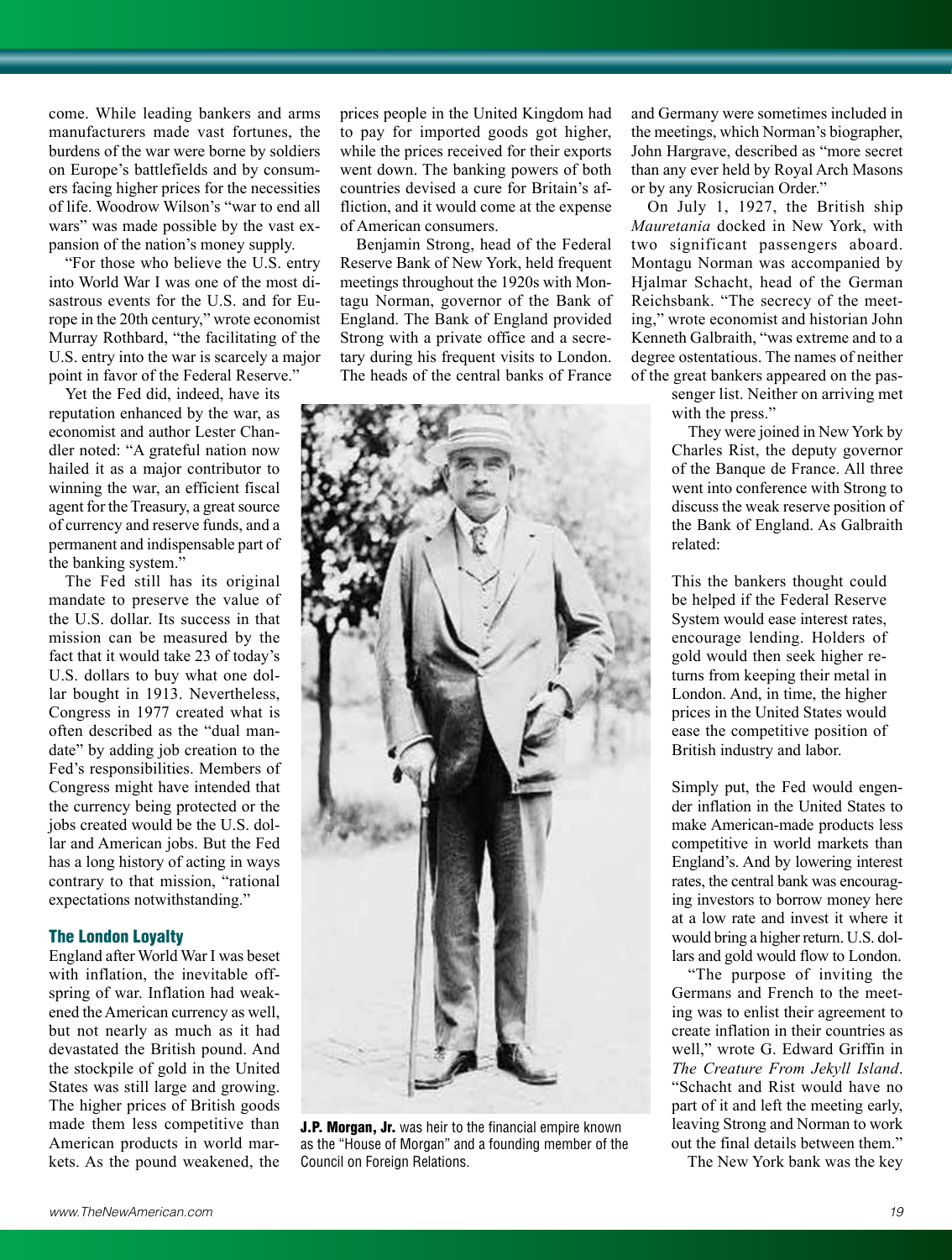come. While leading bankers and arms manufacturers made vast fortunes, the burdens of the war were borne by soldiers on Europe's battlefields and by consumers facing higher prices for the necessities of life. Woodrow Wilson's "war to end all wars" was made possible by the vast expansion of the nation's money supply.

"For those who believe the U.S. entry into World War I was one of the most disastrous events for the U.S. and for Europe in the 20th century," wrote economist Murray Rothbard, "the facilitating of the U.S. entry into the war is scarcely a major point in favor of the Federal Reserve."

Yet the Fed did, indeed, have its reputation enhanced by the war, as economist and author Lester Chandler noted: "A grateful nation now hailed it as a major contributor to winning the war, an efficient fiscal agent for the Treasury, a great source of currency and reserve funds, and a permanent and indispensable part of the banking system."

The Fed still has its original mandate to preserve the value of the U.S. dollar. Its success in that mission can be measured by the fact that it would take 23 of today's U.S. dollars to buy what one dollar bought in 1913. Nevertheless, Congress in 1977 created what is often described as the "dual mandate" by adding job creation to the Fed's responsibilities. Members of Congress might have intended that the currency being protected or the jobs created would be the U.S. dollar and American jobs. But the Fed has a long history of acting in ways contrary to that mission, "rational expectations notwithstanding."

## The London Loyalty

England after World War I was beset with inflation, the inevitable offspring of war. Inflation had weakened the American currency as well, but not nearly as much as it had devastated the British pound. And the stockpile of gold in the United States was still large and growing. The higher prices of British goods made them less competitive than American products in world markets. As the pound weakened, the prices people in the United Kingdom had to pay for imported goods got higher, while the prices received for their exports went down. The banking powers of both countries devised a cure for Britain's affliction, and it would come at the expense of American consumers.

Benjamin Strong, head of the Federal Reserve Bank of New York, held frequent meetings throughout the 1920s with Montagu Norman, governor of the Bank of England. The Bank of England provided Strong with a private office and a secretary during his frequent visits to London. The heads of the central banks of France and Germany were sometimes included in the meetings, which Norman's biographer, John Hargrave, described as "more secret than any ever held by Royal Arch Masons or by any Rosicrucian Order."

**J.P. Morgan, Jr.** was heir to the financial empire known as the "House of Morgan" and a founding member of the Council on Foreign Relations.

On July 1, 1927, the British ship *Mauretania* docked in New York, with two significant passengers aboard. Montagu Norman was accompanied by Hjalmar Schacht, head of the German Reichsbank. "The secrecy of the meeting," wrote economist and historian John Kenneth Galbraith, "was extreme and to a degree ostentatious. The names of neither of the great bankers appeared on the passenger list. Neither on arriving met with the press."

They were joined in New York by Charles Rist, the deputy governor of the Banque de France. All three went into conference with Strong to discuss the weak reserve position of the Bank of England. As Galbraith related:

> This the bankers thought could be helped if the Federal Reserve System would ease interest rates, encourage lending. Holders of gold would then seek higher returns from keeping their metal in London. And, in time, the higher prices in the United States would ease the competitive position of British industry and labor.

Simply put, the Fed would engender inflation in the United States to make American-made products less competitive in world markets than England's. And by lowering interest rates, the central bank was encouraging investors to borrow money here at a low rate and invest it where it would bring a higher return. U.S. dollars and gold would flow to London.

"The purpose of inviting the Germans and French to the meeting was to enlist their agreement to create inflation in their countries as well," wrote G. Edward Griffin in *The Creature From Jekyll Island*. "Schacht and Rist would have no part of it and left the meeting early, leaving Strong and Norman to work out the final details between them."

The New York bank was the key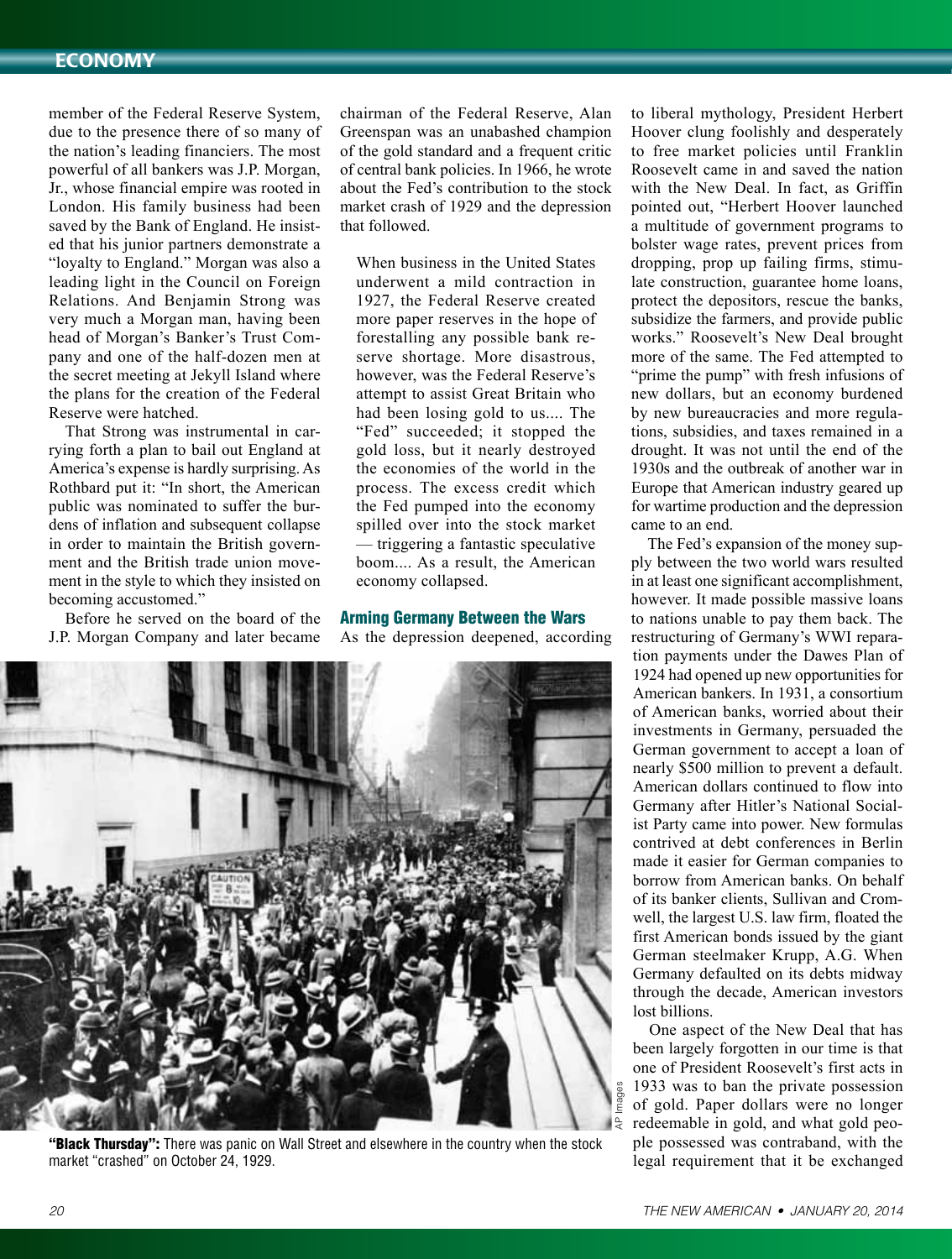member of the Federal Reserve System, due to the presence there of so many of the nation's leading financiers. The most powerful of all bankers was J.P. Morgan, Jr., whose financial empire was rooted in London. His family business had been saved by the Bank of England. He insisted that his junior partners demonstrate a "loyalty to England." Morgan was also a leading light in the Council on Foreign Relations. And Benjamin Strong was very much a Morgan man, having been head of Morgan's Banker's Trust Company and one of the half-dozen men at the secret meeting at Jekyll Island where the plans for the creation of the Federal Reserve were hatched.

That Strong was instrumental in carrying forth a plan to bail out England at America's expense is hardly surprising. As Rothbard put it: "In short, the American public was nominated to suffer the burdens of inflation and subsequent collapse in order to maintain the British government and the British trade union movement in the style to which they insisted on becoming accustomed."

Before he served on the board of the J.P. Morgan Company and later became chairman of the Federal Reserve, Alan Greenspan was an unabashed champion of the gold standard and a frequent critic of central bank policies. In 1966, he wrote about the Fed's contribution to the stock market crash of 1929 and the depression that followed.

> When business in the United States underwent a mild contraction in 1927, the Federal Reserve created more paper reserves in the hope of forestalling any possible bank reserve shortage. More disastrous, however, was the Federal Reserve's attempt to assist Great Britain who had been losing gold to us.... The "Fed" succeeded; it stopped the gold loss, but it nearly destroyed the economies of the world in the process. The excess credit which the Fed pumped into the economy spilled over into the stock market — triggering a fantastic speculative boom.... As a result, the American economy collapsed.

## Arming Germany Between the Wars

As the depression deepened, according to liberal mythology, President Herbert Hoover clung foolishly and desperately to free market policies until Franklin Roosevelt came in and saved the nation with the New Deal. In fact, as Griffin pointed out, "Herbert Hoover launched a multitude of government programs to bolster wage rates, prevent prices from dropping, prop up failing firms, stimulate construction, guarantee home loans, protect the depositors, rescue the banks, subsidize the farmers, and provide public works." Roosevelt's New Deal brought more of the same. The Fed attempted to "prime the pump" with fresh infusions of new dollars, but an economy burdened by new bureaucracies and more regulations, subsidies, and taxes remained in a drought. It was not until the end of the 1930s and the outbreak of another war in Europe that American industry geared up for wartime production and the depression came to an end.

The Fed's expansion of the money supply between the two world wars resulted in at least one significant accomplishment, however. It made possible massive loans to nations unable to pay them back. The restructuring of Germany's WWI reparation payments under the Dawes Plan of 1924 had opened up new opportunities for American bankers. In 1931, a consortium of American banks, worried about their investments in Germany, persuaded the German government to accept a loan of nearly $500 million to prevent a default. American dollars continued to flow into Germany after Hitler's National Socialist Party came into power. New formulas contrived at debt conferences in Berlin made it easier for German companies to borrow from American banks. On behalf of its banker clients, Sullivan and Cromwell, the largest U.S. law firm, floated the first American bonds issued by the giant German steelmaker Krupp, A.G. When Germany defaulted on its debts midway through the decade, American investors lost billions.

One aspect of the New Deal that has been largely forgotten in our time is that one of President Roosevelt's first acts in 1933 was to ban the private possession of gold. Paper dollars were no longer redeemable in gold, and what gold people possessed was contraband, with the legal requirement that it be exchanged

**"Black Thursday":** There was panic on Wall Street and elsewhere in the country when the stock market "crashed" on October 24, 1929.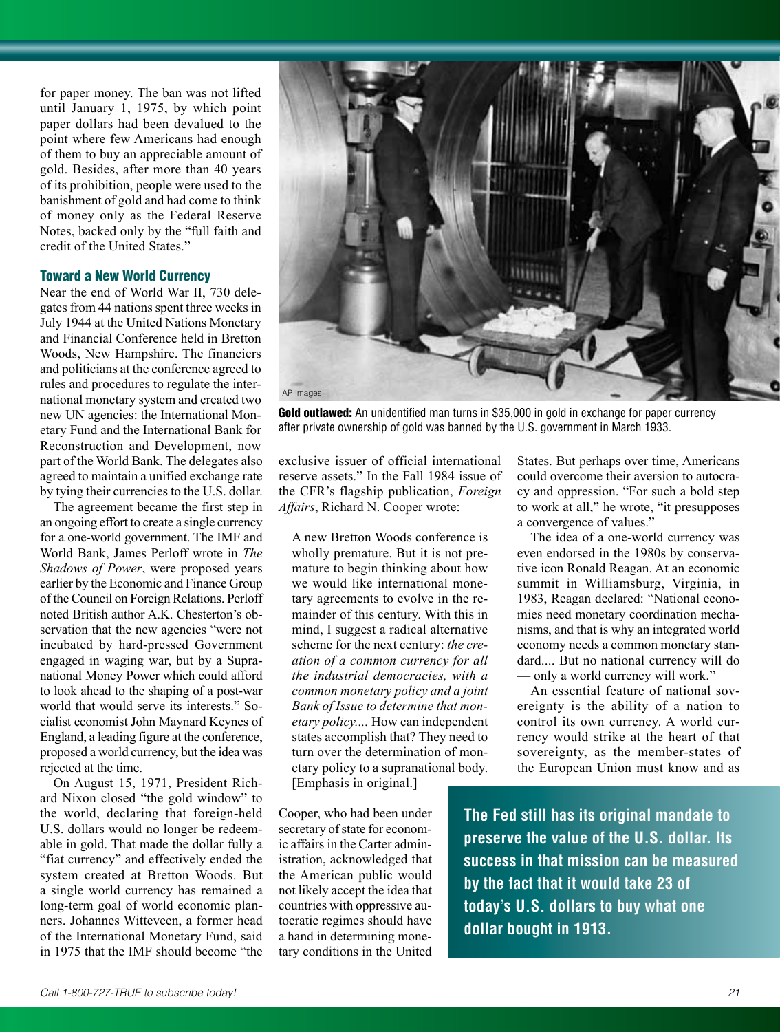for paper money. The ban was not lifted until January 1, 1975, by which point paper dollars had been devalued to the point where few Americans had enough of them to buy an appreciable amount of gold. Besides, after more than 40 years of its prohibition, people were used to the banishment of gold and had come to think of money only as the Federal Reserve Notes, backed only by the "full faith and credit of the United States."

**Gold outlawed:** An unidentified man turns in $35,000 in gold in exchange for paper currency after private ownership of gold was banned by the U.S. government in March 1933.

### Toward a New World Currency

Near the end of World War II, 730 delegates from 44 nations spent three weeks in July 1944 at the United Nations Monetary and Financial Conference held in Bretton Woods, New Hampshire. The financiers and politicians at the conference agreed to rules and procedures to regulate the international monetary system and created two new UN agencies: the International Monetary Fund and the International Bank for Reconstruction and Development, now part of the World Bank. The delegates also agreed to maintain a unified exchange rate by tying their currencies to the U.S. dollar.

The agreement became the first step in an ongoing effort to create a single currency for a one-world government. The IMF and World Bank, James Perloff wrote in *The Shadows of Power*, were proposed years earlier by the Economic and Finance Group of the Council on Foreign Relations. Perloff noted British author A.K. Chesterton's observation that the new agencies "were not incubated by hard-pressed Government engaged in waging war, but by a Supranational Money Power which could afford to look ahead to the shaping of a post-war world that would serve its interests." Socialist economist John Maynard Keynes of England, a leading figure at the conference, proposed a world currency, but the idea was rejected at the time.

On August 15, 1971, President Richard Nixon closed "the gold window" to the world, declaring that foreign-held U.S. dollars would no longer be redeemable in gold. That made the dollar fully a "fiat currency" and effectively ended the system created at Bretton Woods. But a single world currency has remained a long-term goal of world economic planners. Johannes Witteveen, a former head of the International Monetary Fund, said in 1975 that the IMF should become "the exclusive issuer of official international reserve assets." In the Fall 1984 issue of the CFR's flagship publication, *Foreign Affairs*, Richard N. Cooper wrote:

> A new Bretton Woods conference is wholly premature. But it is not premature to begin thinking about how we would like international monetary agreements to evolve in the remainder of this century. With this in mind, I suggest a radical alternative scheme for the next century: *the creation of a common currency for all the industrial democracies, with a common monetary policy and a joint Bank of Issue to determine that monetary policy....* How can independent states accomplish that? They need to turn over the determination of monetary policy to a supranational body. [Emphasis in original.]

Cooper, who had been under secretary of state for economic affairs in the Carter administration, acknowledged that the American public would not likely accept the idea that countries with oppressive autocratic regimes should have a hand in determining monetary conditions in the United States. But perhaps over time, Americans could overcome their aversion to autocracy and oppression. "For such a bold step to work at all," he wrote, "it presupposes a convergence of values."

The idea of a one-world currency was even endorsed in the 1980s by conservative icon Ronald Reagan. At an economic summit in Williamsburg, Virginia, in 1983, Reagan declared: "National economies need monetary coordination mechanisms, and that is why an integrated world economy needs a common monetary standard.... But no national currency will do — only a world currency will work."

An essential feature of national sovereignty is the ability of a nation to control its own currency. A world currency would strike at the heart of that sovereignty, as the member-states of the European Union must know and as

**The Fed still has its original mandate to preserve the value of the U.S. dollar. Its success in that mission can be measured by the fact that it would take 23 of today's U.S. dollars to buy what one dollar bought in 1913.**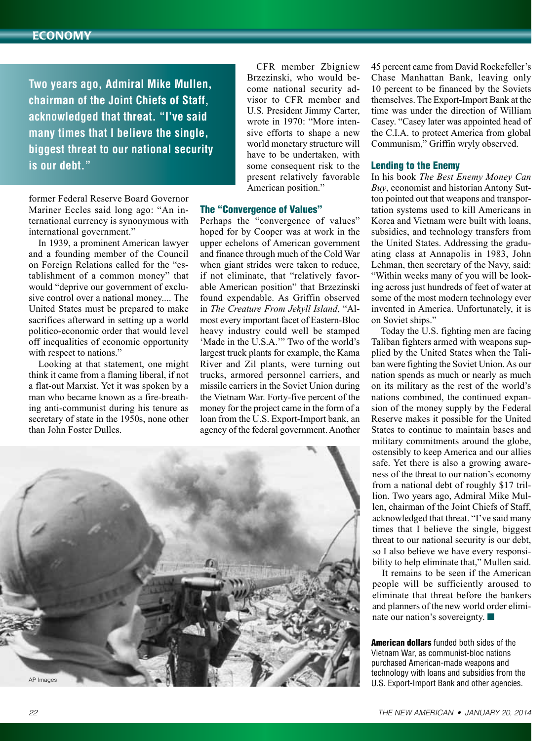> **Two years ago, Admiral Mike Mullen, chairman of the Joint Chiefs of Staff, acknowledged that threat. "I've said many times that I believe the single, biggest threat to our national security is our debt."**

former Federal Reserve Board Governor Mariner Eccles said long ago: "An international currency is synonymous with international government."

In 1939, a prominent American lawyer and a founding member of the Council on Foreign Relations called for the "establishment of a common money" that would "deprive our government of exclusive control over a national money.... The United States must be prepared to make sacrifices afterward in setting up a world politico-economic order that would level off inequalities of economic opportunity with respect to nations."

Looking at that statement, one might think it came from a flaming liberal, if not a flat-out Marxist. Yet it was spoken by a man who became known as a fire-breathing anti-communist during his tenure as secretary of state in the 1950s, none other than John Foster Dulles.

CFR member Zbigniew Brzezinski, who would become national security advisor to CFR member and U.S. President Jimmy Carter, wrote in 1970: "More intensive efforts to shape a new world monetary structure will have to be undertaken, with some consequent risk to the present relatively favorable American position."

## The "Convergence of Values"

Perhaps the "convergence of values" hoped for by Cooper was at work in the upper echelons of American government and finance through much of the Cold War when giant strides were taken to reduce, if not eliminate, that "relatively favorable American position" that Brzezinski found expendable. As Griffin observed in *The Creature From Jekyll Island*, "Almost every important facet of Eastern-Bloc heavy industry could well be stamped 'Made in the U.S.A.'" Two of the world's largest truck plants for example, the Kama River and Zil plants, were turning out trucks, armored personnel carriers, and missile carriers in the Soviet Union during the Vietnam War. Forty-five percent of the money for the project came in the form of a loan from the U.S. Export-Import bank, an agency of the federal government. Another 45 percent came from David Rockefeller's Chase Manhattan Bank, leaving only 10 percent to be financed by the Soviets themselves. The Export-Import Bank at the time was under the direction of William Casey. "Casey later was appointed head of the C.I.A. to protect America from global Communism," Griffin wryly observed.

## Lending to the Enemy

In his book *The Best Enemy Money Can Buy*, economist and historian Antony Sutton pointed out that weapons and transportation systems used to kill Americans in Korea and Vietnam were built with loans, subsidies, and technology transfers from the United States. Addressing the graduating class at Annapolis in 1983, John Lehman, then secretary of the Navy, said: "Within weeks many of you will be looking across just hundreds of feet of water at some of the most modern technology ever invented in America. Unfortunately, it is on Soviet ships."

Today the U.S. fighting men are facing Taliban fighters armed with weapons supplied by the United States when the Taliban were fighting the Soviet Union. As our nation spends as much or nearly as much on its military as the rest of the world's nations combined, the continued expansion of the money supply by the Federal Reserve makes it possible for the United States to continue to maintain bases and military commitments around the globe, ostensibly to keep America and our allies safe. Yet there is also a growing awareness of the threat to our nation's economy from a national debt of roughly $17 trillion. Two years ago, Admiral Mike Mullen, chairman of the Joint Chiefs of Staff, acknowledged that threat. "I've said many times that I believe the single, biggest threat to our national security is our debt, so I also believe we have every responsibility to help eliminate that," Mullen said.

It remains to be seen if the American people will be sufficiently aroused to eliminate that threat before the bankers and planners of the new world order eliminate our nation's sovereignty. ■

AP Images

**American dollars** funded both sides of the Vietnam War, as communist-bloc nations purchased American-made weapons and technology with loans and subsidies from the U.S. Export-Import Bank and other agencies.